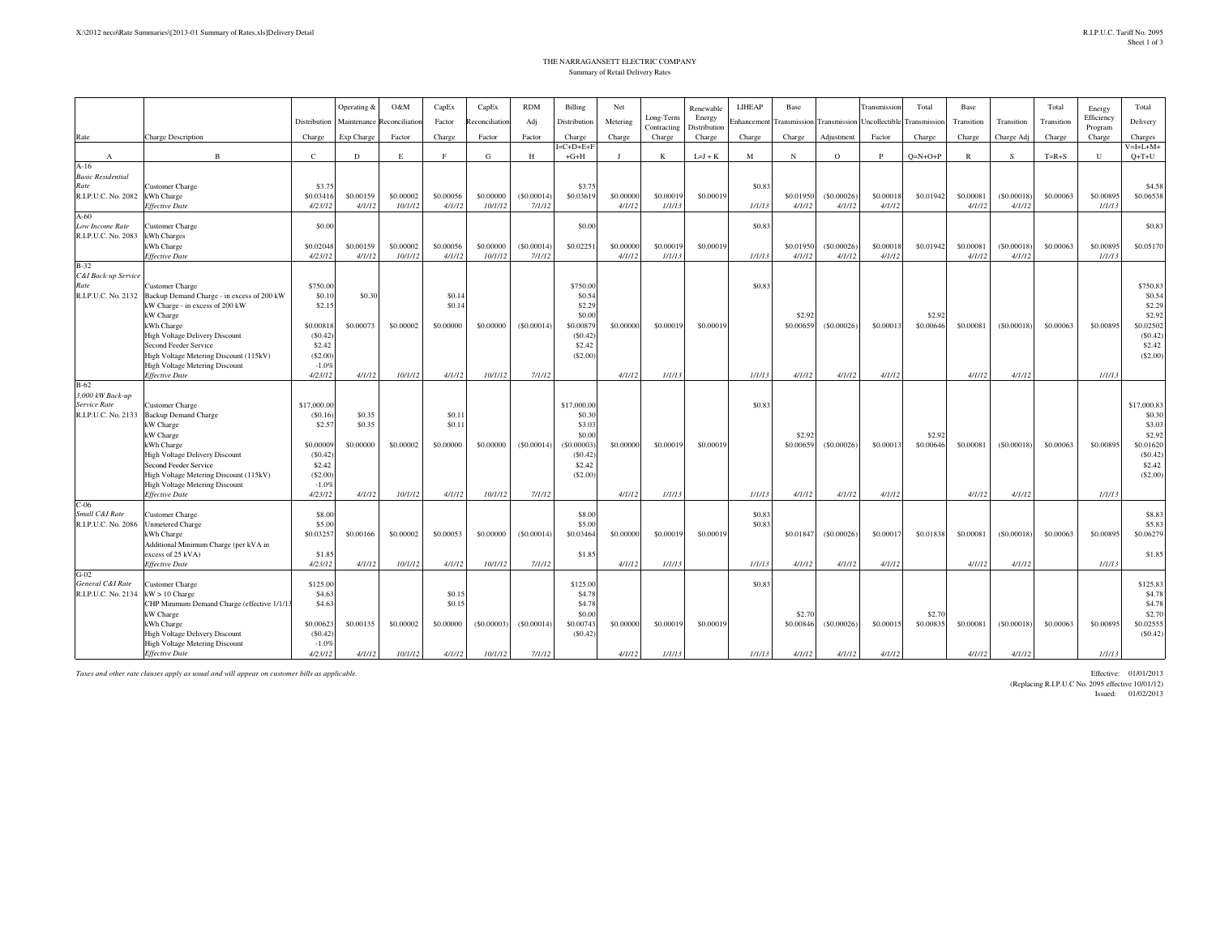THE NARRAGANSETT ELECTRIC COMPANY

Summary of Retail Delivery Rates

| Rate | Charge Description | Distribution Charge | Operating & Maintenance Exp Charge | O&M Reconciliation Factor | CapEx Factor Charge | CapEx Reconciliation Factor | RDM Adj Factor | Billing Distribution Charge | Net Metering Charge | Long-Term Contracting Charge | Renewable Energy Distribution Charge | LIHEAP Enhancement Charge | Base Transmission Charge | Transmission Adjustment | Transmission Uncollectible Factor | Total Transmission Charge | Base Transition Charge | Transition Charge Adj | Total Transition Charge | Energy Efficiency Program Charge | Total Delivery Charges |
|---|---|---|---|---|---|---|---|---|---|---|---|---|---|---|---|---|---|---|---|---|---|
| A | B | C | D | E | F | G | H | I=C+D+E+F+G+H | J | K | L=J + K | M | N | O | P | Q=N+O+P | R | S | T=R+S | U | V=I+L+M+Q+T+U |
| A-16 | | | | | | | | | | | | | | | | | | | | | |
| *Basic Residential Rate* | Customer Charge | $3.75 | | | | | | $3.75 | | | | $0.83 | | | | | | | | | $4.58 |
| R.I.P.U.C. No. 2082 | kWh Charge | $0.03416 | $0.00159 | $0.00002 | $0.00056 | $0.00000 | ($0.00014) | $0.03619 | $0.00000 | $0.00019 | $0.00019 | | $0.01950 | ($0.00026) | $0.00018 | $0.01942 | $0.00081 | ($0.00018) | $0.00063 | $0.00895 | $0.06538 |
| | *Effective Date* | *4/23/12* | *4/1/12* | *10/1/12* | *4/1/12* | *10/1/12* | *7/1/12* | | *4/1/12* | *1/1/13* | | *1/1/13* | *4/1/12* | *4/1/12* | *4/1/12* | | *4/1/12* | *4/1/12* | | *1/1/13* | |
| A-60 | | | | | | | | | | | | | | | | | | | | | |
| *Low Income Rate* | Customer Charge | $0.00 | | | | | | $0.00 | | | | $0.83 | | | | | | | | | $0.83 |
| R.I.P.U.C. No. 2083 | kWh Charges | | | | | | | | | | | | | | | | | | | | |
| | kWh Charge | $0.02048 | $0.00159 | $0.00002 | $0.00056 | $0.00000 | ($0.00014) | $0.02251 | $0.00000 | $0.00019 | $0.00019 | | $0.01950 | ($0.00026) | $0.00018 | $0.01942 | $0.00081 | ($0.00018) | $0.00063 | $0.00895 | $0.05170 |
| | *Effective Date* | *4/23/12* | *4/1/12* | *10/1/12* | *4/1/12* | *10/1/12* | *7/1/12* | | *4/1/12* | *1/1/13* | | *1/1/13* | *4/1/12* | *4/1/12* | *4/1/12* | | *4/1/12* | *4/1/12* | | *1/1/13* | |
| B-32 | | | | | | | | | | | | | | | | | | | | | |
| *C&I Back-up Service Rate* | Customer Charge | $750.00 | | | | | | $750.00 | | | | $0.83 | | | | | | | | | $750.83 |
| R.I.P.U.C. No. 2132 | Backup Demand Charge - in excess of 200 kW | $0.10 | $0.30 | | $0.14 | | | $0.54 | | | | | | | | | | | | | $0.54 |
| | kW Charge - in excess of 200 kW | $2.15 | | | $0.14 | | | $2.29 | | | | | | | | | | | | | $2.29 |
| | kW Charge | | | | | | | $0.00 | | | | | $2.92 | | | $2.92 | | | | | $2.92 |
| | kWh Charge | $0.00818 | $0.00073 | $0.00002 | $0.00000 | $0.00000 | ($0.00014) | $0.00879 | $0.00000 | $0.00019 | $0.00019 | | $0.00659 | ($0.00026) | $0.00013 | $0.00646 | $0.00081 | ($0.00018) | $0.00063 | $0.00895 | $0.02502 |
| | High Voltage Delivery Discount | ($0.42) | | | | | | ($0.42) | | | | | | | | | | | | | ($0.42) |
| | Second Feeder Service | $2.42 | | | | | | $2.42 | | | | | | | | | | | | | $2.42 |
| | High Voltage Metering Discount (115kV) | ($2.00) | | | | | | ($2.00) | | | | | | | | | | | | | ($2.00) |
| | High Voltage Metering Discount | -1.0% | | | | | | | | | | | | | | | | | | | |
| | *Effective Date* | *4/23/12* | *4/1/12* | *10/1/12* | *4/1/12* | *10/1/12* | *7/1/12* | | *4/1/12* | *1/1/13* | | *1/1/13* | *4/1/12* | *4/1/12* | *4/1/12* | | *4/1/12* | *4/1/12* | | *1/1/13* | |
| B-62 | | | | | | | | | | | | | | | | | | | | | |
| *3,000 kW Back-up Service Rate* | Customer Charge | $17,000.00 | | | | | | $17,000.00 | | | | $0.83 | | | | | | | | | $17,000.83 |
| R.I.P.U.C. No. 2133 | Backup Demand Charge | ($0.16) | $0.35 | | $0.11 | | | $0.30 | | | | | | | | | | | | | $0.30 |
| | kW Charge | $2.57 | $0.35 | | $0.11 | | | $3.03 | | | | | | | | | | | | | $3.03 |
| | kW Charge | | | | | | | $0.00 | | | | | $2.92 | | | $2.92 | | | | | $2.92 |
| | kWh Charge | $0.00009 | $0.00000 | $0.00002 | $0.00000 | $0.00000 | ($0.00014) | ($0.00003) | $0.00000 | $0.00019 | $0.00019 | | $0.00659 | ($0.00026) | $0.00013 | $0.00646 | $0.00081 | ($0.00018) | $0.00063 | $0.00895 | $0.01620 |
| | High Voltage Delivery Discount | ($0.42) | | | | | | ($0.42) | | | | | | | | | | | | | ($0.42) |
| | Second Feeder Service | $2.42 | | | | | | $2.42 | | | | | | | | | | | | | $2.42 |
| | High Voltage Metering Discount (115kV) | ($2.00) | | | | | | ($2.00) | | | | | | | | | | | | | ($2.00) |
| | High Voltage Metering Discount | -1.0% | | | | | | | | | | | | | | | | | | | |
| | *Effective Date* | *4/23/12* | *4/1/12* | *10/1/12* | *4/1/12* | *10/1/12* | *7/1/12* | | *4/1/12* | *1/1/13* | | *1/1/13* | *4/1/12* | *4/1/12* | *4/1/12* | | *4/1/12* | *4/1/12* | | *1/1/13* | |
| C-06 | | | | | | | | | | | | | | | | | | | | | |
| *Small C&I Rate* | Customer Charge | $8.00 | | | | | | $8.00 | | | | $0.83 | | | | | | | | | $8.83 |
| R.I.P.U.C. No. 2086 | Unmetered Charge | $5.00 | | | | | | $5.00 | | | | $0.83 | | | | | | | | | $5.83 |
| | kWh Charge | $0.03257 | $0.00166 | $0.00002 | $0.00053 | $0.00000 | ($0.00014) | $0.03464 | $0.00000 | $0.00019 | $0.00019 | | $0.01847 | ($0.00026) | $0.00017 | $0.01838 | $0.00081 | ($0.00018) | $0.00063 | $0.00895 | $0.06279 |
| | Additional Minimum Charge (per kVA in excess of 25 kVA) | $1.85 | | | | | | $1.85 | | | | | | | | | | | | | $1.85 |
| | *Effective Date* | *4/23/12* | *4/1/12* | *10/1/12* | *4/1/12* | *10/1/12* | *7/1/12* | | *4/1/12* | *1/1/13* | | *1/1/13* | *4/1/12* | *4/1/12* | *4/1/12* | | *4/1/12* | *4/1/12* | | *1/1/13* | |
| G-02 | | | | | | | | | | | | | | | | | | | | | |
| *General C&I Rate* | Customer Charge | $125.00 | | | | | | $125.00 | | | | $0.83 | | | | | | | | | $125.83 |
| R.I.P.U.C. No. 2134 | kW > 10 Charge | $4.63 | | | $0.15 | | | $4.78 | | | | | | | | | | | | | $4.78 |
| | CHP Minimum Demand Charge (effective 1/1/13) | $4.63 | | | $0.15 | | | $4.78 | | | | | | | | | | | | | $4.78 |
| | kW Charge | | | | | | | $0.00 | | | | | $2.70 | | | $2.70 | | | | | $2.70 |
| | kWh Charge | $0.00623 | $0.00135 | $0.00002 | $0.00000 | ($0.00003) | ($0.00014) | $0.00743 | $0.00000 | $0.00019 | $0.00019 | | $0.00846 | ($0.00026) | $0.00015 | $0.00835 | $0.00081 | ($0.00018) | $0.00063 | $0.00895 | $0.02555 |
| | High Voltage Delivery Discount | ($0.42) | | | | | | ($0.42) | | | | | | | | | | | | | ($0.42) |
| | High Voltage Metering Discount | -1.0% | | | | | | | | | | | | | | | | | | | |
| | *Effective Date* | *4/23/12* | *4/1/12* | *10/1/12* | *4/1/12* | *10/1/12* | *7/1/12* | | *4/1/12* | *1/1/13* | | *1/1/13* | *4/1/12* | *4/1/12* | *4/1/12* | | *4/1/12* | *4/1/12* | | *1/1/13* | |

*Taxes and other rate clauses apply as usual and will appear on customer bills as applicable.*

Effective: 01/01/2013
(Replacing R.I.P.U.C No. 2095 effective 10/01/12)
Issued: 01/02/2013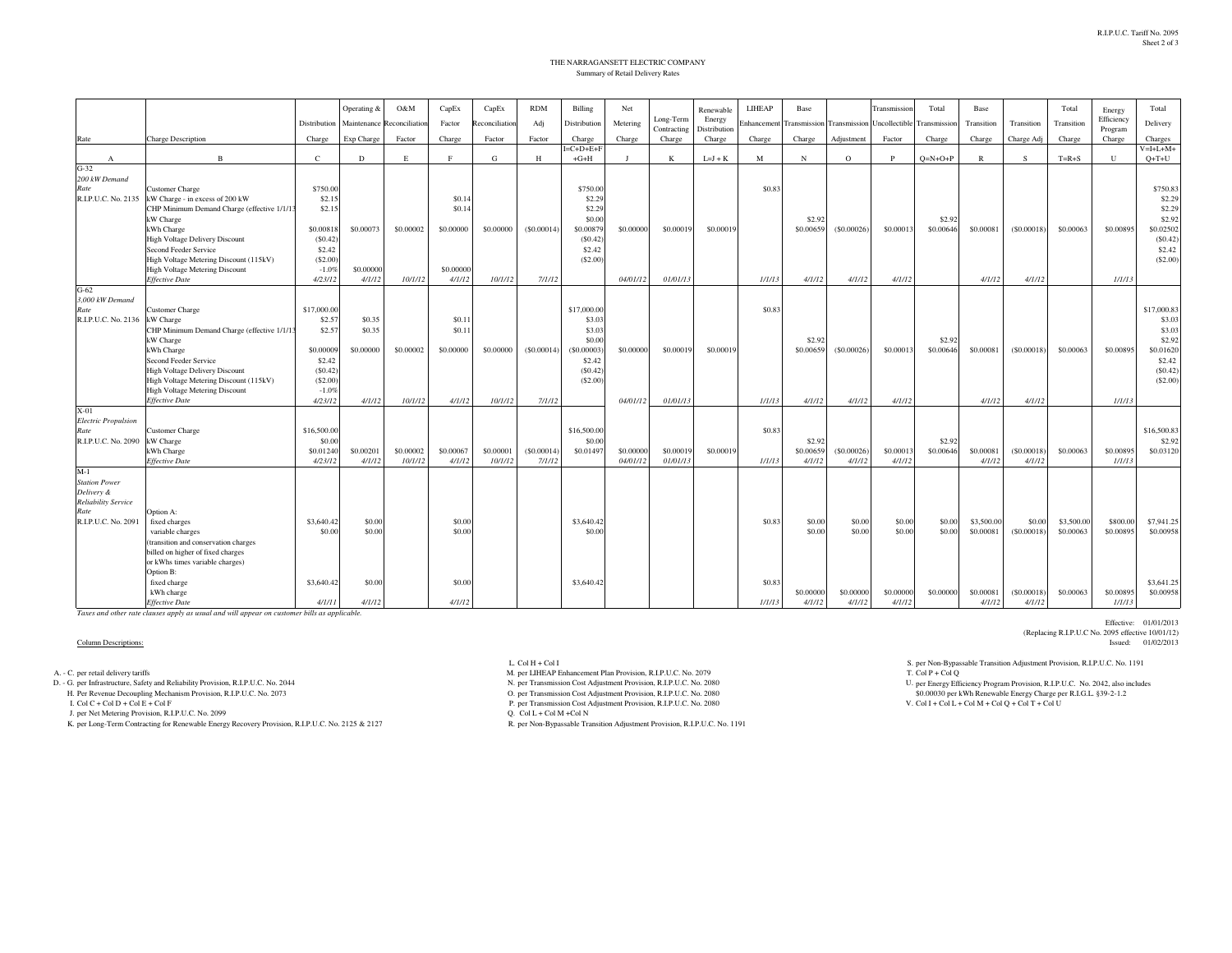THE NARRAGANSETT ELECTRIC COMPANY
Summary of Retail Delivery Rates

| Rate | Charge Description | Distribution Charge | Operating & Maintenance Exp Charge | O&M Reconciliation Factor | CapEx Factor Charge | CapEx Reconciliation Factor | RDM Adj Factor | Billing Distribution Charge | Net Metering Charge | Long-Term Contracting Charge | Renewable Energy Distribution Charge | LIHEAP Enhancement Charge | Base Transmission Charge | Transmission Adjustment | Transmission Uncollectible Factor | Total Transmission Charge | Base Transition Charge | Transition Charge Adj | Total Transition Charge | Energy Efficiency Program Charge | Total Delivery Charges |
|---|---|---|---|---|---|---|---|---|---|---|---|---|---|---|---|---|---|---|---|---|---|
| A | B | C | D | E | F | G | H | I=C+D+E+F+G+H | J | K | L=J+K | M | N | O | P | Q=N+O+P | R | S | T=R+S | U | V=I+L+M+Q+T+U |
| G-32 | | | | | | | | | | | | | | | | | | | | | |
| 200 kW Demand Rate | Customer Charge | $750.00 | | | | | | $750.00 | | | | $0.83 | | | | | | | | | $750.83 |
| R.I.P.U.C. No. 2135 | kW Charge - in excess of 200 kW | $2.15 | | | $0.14 | | | $2.29 | | | | | | | | | | | | | $2.29 |
| | CHP Minimum Demand Charge (effective 1/1/13 | $2.15 | | | $0.14 | | | $2.29 | | | | | | | | | | | | | $2.29 |
| | kW Charge | | | | | | | $0.00 | | | | | $2.92 | | | $2.92 | | | | | $2.92 |
| | kWh Charge | $0.00818 | $0.00073 | $0.00002 | $0.00000 | $0.00000 | ($0.00014) | $0.00879 | $0.00000 | $0.00019 | $0.00019 | | $0.00659 | ($0.00026) | $0.00013 | $0.00646 | $0.00081 | ($0.00018) | $0.00063 | $0.00895 | $0.02502 |
| | High Voltage Delivery Discount | ($0.42) | | | | | | ($0.42) | | | | | | | | | | | | | ($0.42) |
| | Second Feeder Service | $2.42 | | | | | | $2.42 | | | | | | | | | | | | | $2.42 |
| | High Voltage Metering Discount (115kV) | ($2.00) | | | | | | ($2.00) | | | | | | | | | | | | | ($2.00) |
| | High Voltage Metering Discount | -1.0% | $0.00000 | | $0.00000 | | | | | | | | | | | | | | | | |
| | *Effective Date* | *4/23/12* | *4/1/12* | *10/1/12* | *4/1/12* | *10/1/12* | *7/1/12* | | *04/01/12* | *01/01/13* | | *1/1/13* | *4/1/12* | *4/1/12* | *4/1/12* | | *4/1/12* | *4/1/12* | | *1/1/13* | |
| G-62 | | | | | | | | | | | | | | | | | | | | | |
| 3,000 kW Demand Rate | Customer Charge | $17,000.00 | | | | | | $17,000.00 | | | | $0.83 | | | | | | | | | $17,000.83 |
| R.I.P.U.C. No. 2136 | kW Charge | $2.57 | $0.35 | | $0.11 | | | $3.03 | | | | | | | | | | | | | $3.03 |
| | CHP Minimum Demand Charge (effective 1/1/13 | $2.57 | $0.35 | | $0.11 | | | $3.03 | | | | | | | | | | | | | $3.03 |
| | kW Charge | | | | | | | $0.00 | | | | | $2.92 | | | $2.92 | | | | | $2.92 |
| | kWh Charge | $0.00009 | $0.00000 | $0.00002 | $0.00000 | $0.00000 | ($0.00014) | ($0.00003) | $0.00000 | $0.00019 | $0.00019 | | $0.00659 | ($0.00026) | $0.00013 | $0.00646 | $0.00081 | ($0.00018) | $0.00063 | $0.00895 | $0.01620 |
| | Second Feeder Service | $2.42 | | | | | | $2.42 | | | | | | | | | | | | | $2.42 |
| | High Voltage Delivery Discount | ($0.42) | | | | | | ($0.42) | | | | | | | | | | | | | ($0.42) |
| | High Voltage Metering Discount (115kV) | ($2.00) | | | | | | ($2.00) | | | | | | | | | | | | | ($2.00) |
| | High Voltage Metering Discount | -1.0% | | | | | | | | | | | | | | | | | | | |
| | *Effective Date* | *4/23/12* | *4/1/12* | *10/1/12* | *4/1/12* | *10/1/12* | *7/1/12* | | *04/01/12* | *01/01/13* | | *1/1/13* | *4/1/12* | *4/1/12* | *4/1/12* | | *4/1/12* | *4/1/12* | | *1/1/13* | |
| X-01 | | | | | | | | | | | | | | | | | | | | | |
| Electric Propulsion Rate | Customer Charge | $16,500.00 | | | | | | $16,500.00 | | | | $0.83 | | | | | | | | | $16,500.83 |
| R.I.P.U.C. No. 2090 | kW Charge | $0.00 | | | | | | $0.00 | | | | | $2.92 | | | $2.92 | | | | | $2.92 |
| | kWh Charge | $0.01240 | $0.00201 | $0.00002 | $0.00067 | $0.00001 | ($0.00014) | $0.01497 | $0.00000 | $0.00019 | $0.00019 | | $0.00659 | ($0.00026) | $0.00013 | $0.00646 | $0.00081 | ($0.00018) | $0.00063 | $0.00895 | $0.03120 |
| | *Effective Date* | *4/23/12* | *4/1/12* | *10/1/12* | *4/1/12* | *10/1/12* | *7/1/12* | | *04/01/12* | *01/01/13* | | *1/1/13* | *4/1/12* | *4/1/12* | *4/1/12* | | *4/1/12* | *4/1/12* | | *1/1/13* | |
| M-1 | | | | | | | | | | | | | | | | | | | | | |
| Station Power Delivery & Reliability Service Rate | Option A: | | | | | | | | | | | | | | | | | | | | |
| R.I.P.U.C. No. 2091 | fixed charges | $3,640.42 | $0.00 | | $0.00 | | | $3,640.42 | | | | $0.83 | $0.00 | $0.00 | $0.00 | $0.00 | $3,500.00 | $0.00 | $3,500.00 | $800.00 | $7,941.25 |
| | variable charges | $0.00 | $0.00 | | $0.00 | | | $0.00 | | | | | $0.00 | $0.00 | $0.00 | $0.00 | $0.00081 | ($0.00018) | $0.00063 | $0.00895 | $0.00958 |
| | (transition and conservation charges billed on higher of fixed charges or kWhs times variable charges) | | | | | | | | | | | | | | | | | | | | |
| | Option B: | | | | | | | | | | | | | | | | | | | | |
| | fixed charge | $3,640.42 | $0.00 | | $0.00 | | | $3,640.42 | | | | $0.83 | | | | | | | | | $3,641.25 |
| | kWh charge | | | | | | | | | | | | $0.00000 | $0.00000 | $0.00000 | $0.00000 | $0.00081 | ($0.00018) | $0.00063 | $0.00895 | $0.00958 |
| | *Effective Date* | *4/1/11* | *4/1/12* | | *4/1/12* | | | | | | | *1/1/13* | *4/1/12* | *4/1/12* | *4/1/12* | | *4/1/12* | *4/1/12* | | *1/1/13* | |

*Taxes and other rate clauses apply as usual and will appear on customer bills as applicable.*

Effective: 01/01/2013
(Replacing R.I.P.U.C No. 2095 effective 10/01/12)
Issued: 01/02/2013

Column Descriptions:

A. - C. per retail delivery tariffs
D. - G. per Infrastructure, Safety and Reliability Provision, R.I.P.U.C. No. 2044
H. Per Revenue Decoupling Mechanism Provision, R.I.P.U.C. No. 2073
I. Col C + Col D + Col E + Col F
J. per Net Metering Provision, R.I.P.U.C. No. 2099
K. per Long-Term Contracting for Renewable Energy Recovery Provision, R.I.P.U.C. No. 2125 & 2127
L. Col H + Col I
M. per LIHEAP Enhancement Plan Provision, R.I.P.U.C. No. 2079
N. per Transmission Cost Adjustment Provision, R.I.P.U.C. No. 2080
O. per Transmission Cost Adjustment Provision, R.I.P.U.C. No. 2080
P. per Transmission Cost Adjustment Provision, R.I.P.U.C. No. 2080
Q. Col L + Col M +Col N
R. per Non-Bypassable Transition Adjustment Provision, R.I.P.U.C. No. 1191
S. per Non-Bypassable Transition Adjustment Provision, R.I.P.U.C. No. 1191
T. Col P + Col Q
U. per Energy Efficiency Program Provision, R.I.P.U.C. No. 2042, also includes $0.00030 per kWh Renewable Energy Charge per R.I.G.L. §39-2-1.2
V. Col I + Col L + Col M + Col Q + Col T + Col U